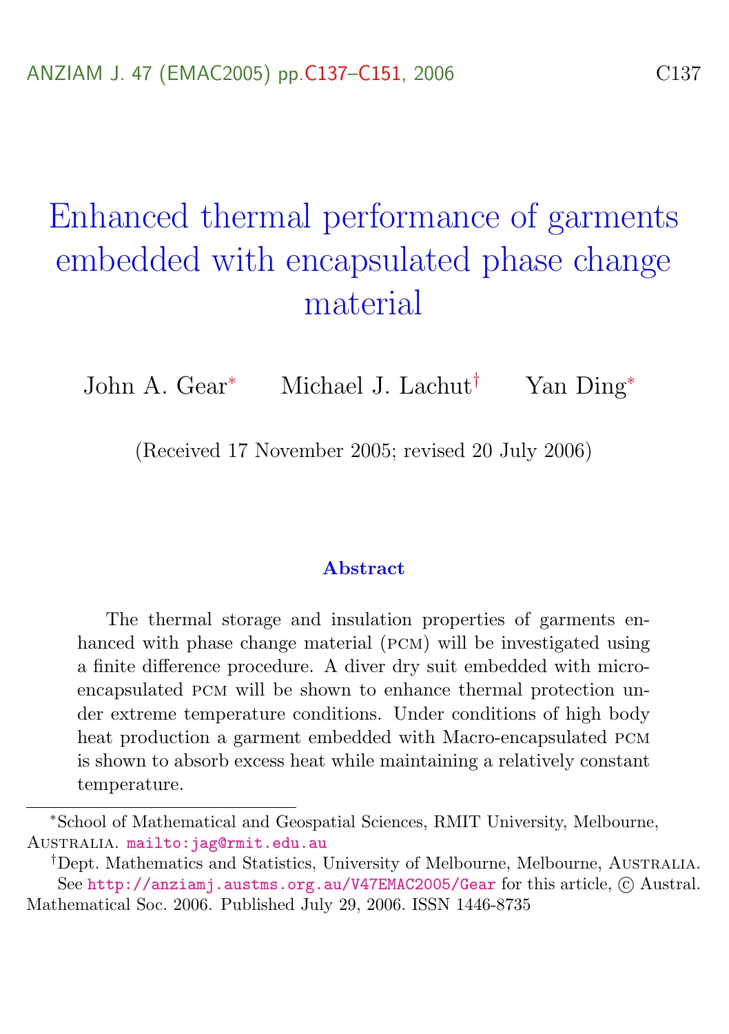# Enhanced thermal performance of garments embedded with encapsulated phase change material

John A. Gear[*] Michael J. Lachut[†] Yan Ding[*]

(Received 17 November 2005; revised 20 July 2006)

### Abstract

The thermal storage and insulation properties of garments enhanced with phase change material (PCM) will be investigated using a finite difference procedure. A diver dry suit embedded with micro-encapsulated PCM will be shown to enhance thermal protection under extreme temperature conditions. Under conditions of high body heat production a garment embedded with Macro-encapsulated PCM is shown to absorb excess heat while maintaining a relatively constant temperature.

---

[*] School of Mathematical and Geospatial Sciences, RMIT University, Melbourne, Australia. mailto:jag@rmit.edu.au

[†] Dept. Mathematics and Statistics, University of Melbourne, Melbourne, Australia.

See http://anziamj.austms.org.au/V47EMAC2005/Gear for this article, © Austral. Mathematical Soc. 2006. Published July 29, 2006. ISSN 1446-8735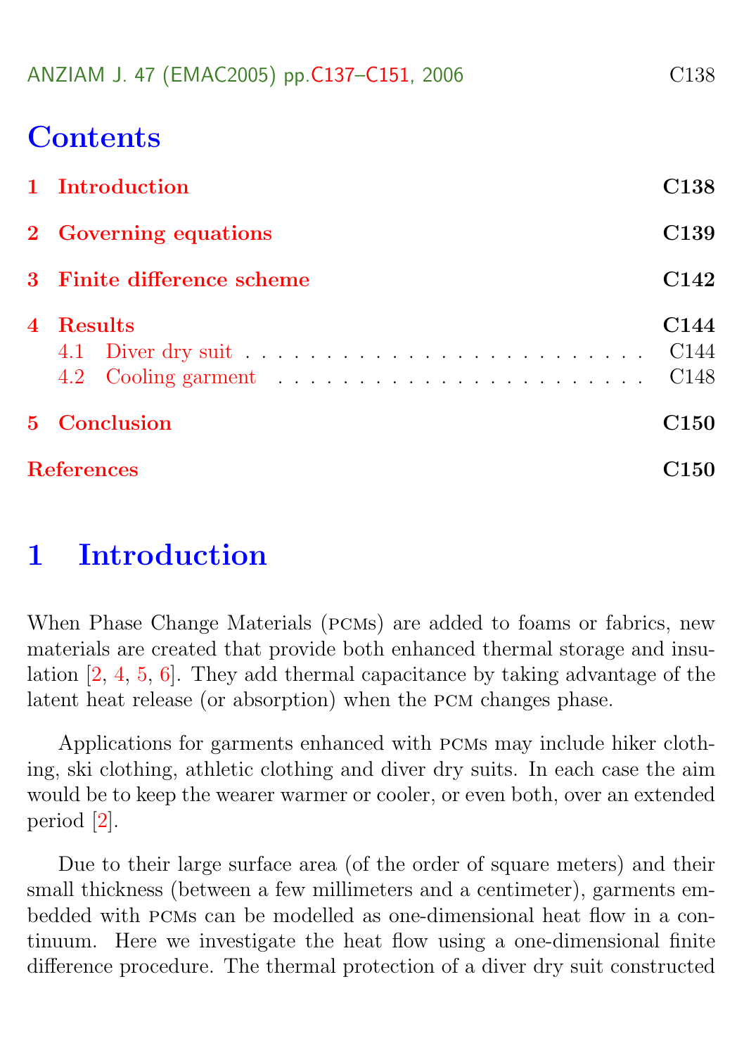# Contents

1 Introduction C138

2 Governing equations C139

3 Finite difference scheme C142

4 Results C144
- 4.1 Diver dry suit C144
- 4.2 Cooling garment C148

5 Conclusion C150

References C150

# 1 Introduction

When Phase Change Materials (PCMs) are added to foams or fabrics, new materials are created that provide both enhanced thermal storage and insulation [2, 4, 5, 6]. They add thermal capacitance by taking advantage of the latent heat release (or absorption) when the PCM changes phase.

Applications for garments enhanced with PCMs may include hiker clothing, ski clothing, athletic clothing and diver dry suits. In each case the aim would be to keep the wearer warmer or cooler, or even both, over an extended period [2].

Due to their large surface area (of the order of square meters) and their small thickness (between a few millimeters and a centimeter), garments embedded with PCMs can be modelled as one-dimensional heat flow in a continuum. Here we investigate the heat flow using a one-dimensional finite difference procedure. The thermal protection of a diver dry suit constructed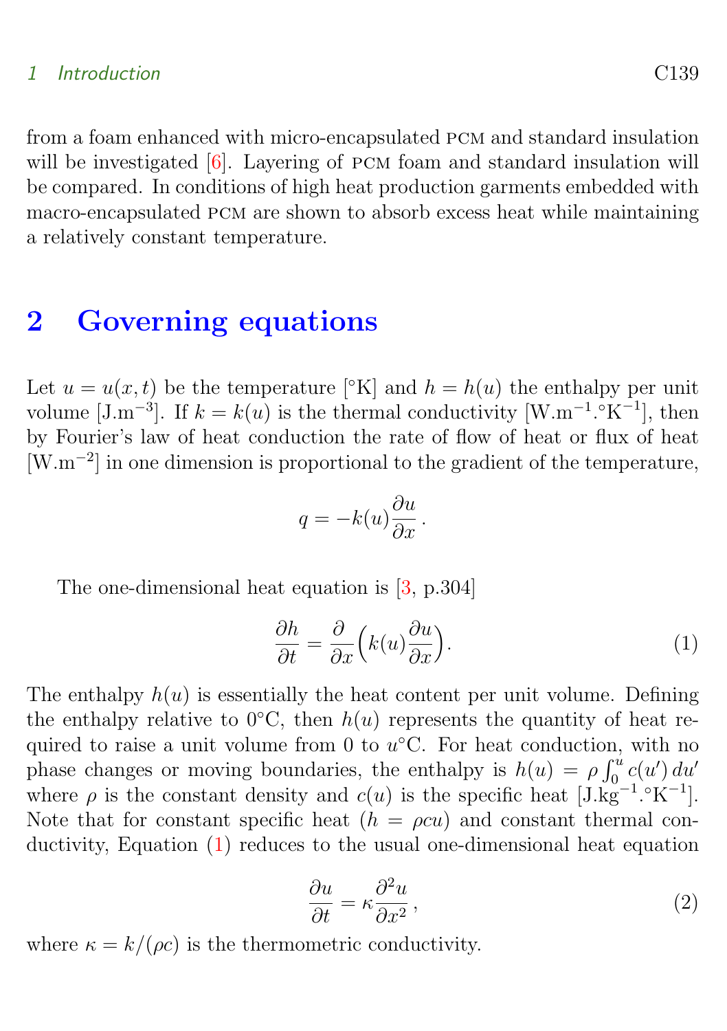from a foam enhanced with micro-encapsulated PCM and standard insulation will be investigated [6]. Layering of PCM foam and standard insulation will be compared. In conditions of high heat production garments embedded with macro-encapsulated PCM are shown to absorb excess heat while maintaining a relatively constant temperature.

## 2 Governing equations

Let $u = u(x,t)$ be the temperature [°K] and $h = h(u)$ the enthalpy per unit volume [J.m$^{-3}$]. If $k = k(u)$ is the thermal conductivity [W.m$^{-1}$.°K$^{-1}$], then by Fourier's law of heat conduction the rate of flow of heat or flux of heat [W.m$^{-2}$] in one dimension is proportional to the gradient of the temperature,

$$q = -k(u)\frac{\partial u}{\partial x}\,.$$

The one-dimensional heat equation is [3, p.304]

$$\frac{\partial h}{\partial t} = \frac{\partial}{\partial x}\Big(k(u)\frac{\partial u}{\partial x}\Big). \tag{1}$$

The enthalpy $h(u)$ is essentially the heat content per unit volume. Defining the enthalpy relative to 0°C, then $h(u)$ represents the quantity of heat required to raise a unit volume from 0 to $u$°C. For heat conduction, with no phase changes or moving boundaries, the enthalpy is $h(u) = \rho\int_0^u c(u')\,du'$ where $\rho$ is the constant density and $c(u)$ is the specific heat [J.kg$^{-1}$.°K$^{-1}$]. Note that for constant specific heat ($h = \rho c u$) and constant thermal conductivity, Equation (1) reduces to the usual one-dimensional heat equation

$$\frac{\partial u}{\partial t} = \kappa\frac{\partial^2 u}{\partial x^2}\,, \tag{2}$$

where $\kappa = k/(\rho c)$ is the thermometric conductivity.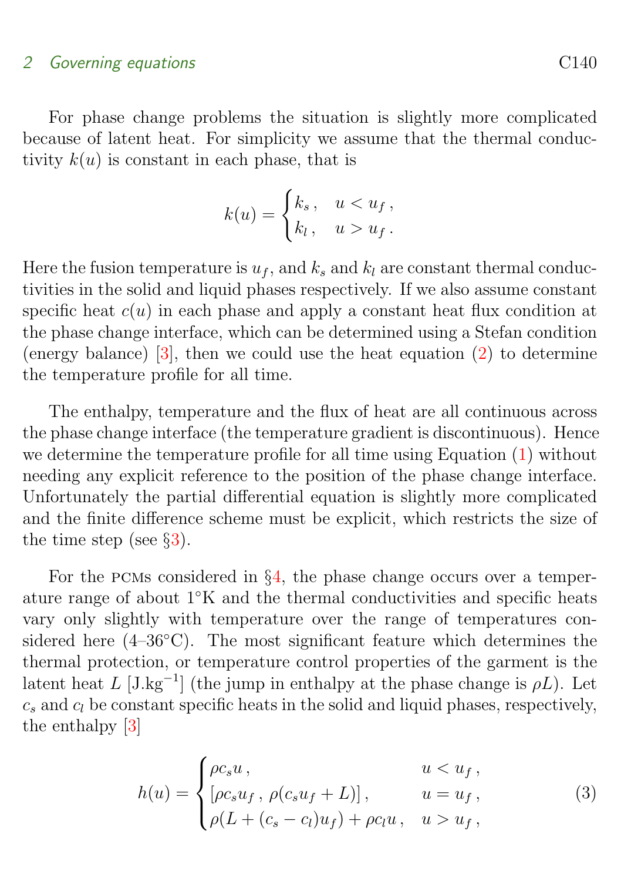For phase change problems the situation is slightly more complicated because of latent heat. For simplicity we assume that the thermal conductivity $k(u)$ is constant in each phase, that is

$$k(u) = \begin{cases} k_s\,, & u < u_f\,, \\ k_l\,, & u > u_f\,. \end{cases}$$

Here the fusion temperature is $u_f$, and $k_s$ and $k_l$ are constant thermal conductivities in the solid and liquid phases respectively. If we also assume constant specific heat $c(u)$ in each phase and apply a constant heat flux condition at the phase change interface, which can be determined using a Stefan condition (energy balance) [3], then we could use the heat equation (2) to determine the temperature profile for all time.

The enthalpy, temperature and the flux of heat are all continuous across the phase change interface (the temperature gradient is discontinuous). Hence we determine the temperature profile for all time using Equation (1) without needing any explicit reference to the position of the phase change interface. Unfortunately the partial differential equation is slightly more complicated and the finite difference scheme must be explicit, which restricts the size of the time step (see §3).

For the PCMs considered in §4, the phase change occurs over a temperature range of about 1°K and the thermal conductivities and specific heats vary only slightly with temperature over the range of temperatures considered here (4–36°C). The most significant feature which determines the thermal protection, or temperature control properties of the garment is the latent heat $L$ [J.kg$^{-1}$] (the jump in enthalpy at the phase change is $\rho L$). Let $c_s$ and $c_l$ be constant specific heats in the solid and liquid phases, respectively, the enthalpy [3]

$$h(u) = \begin{cases} \rho c_s u\,, & u < u_f\,, \\ [\rho c_s u_f\,,\ \rho(c_s u_f + L)]\,, & u = u_f\,, \\ \rho(L + (c_s - c_l)u_f) + \rho c_l u\,, & u > u_f\,, \end{cases} \tag{3}$$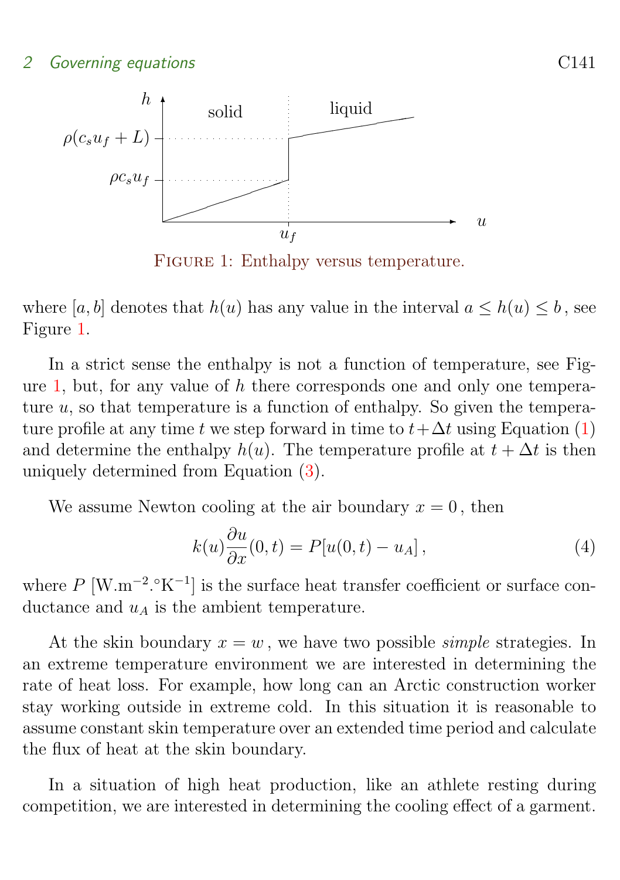Figure 1: Enthalpy versus temperature.

where $[a, b]$ denotes that $h(u)$ has any value in the interval $a \leq h(u) \leq b$, see Figure 1.

In a strict sense the enthalpy is not a function of temperature, see Figure 1, but, for any value of $h$ there corresponds one and only one temperature $u$, so that temperature is a function of enthalpy. So given the temperature profile at any time $t$ we step forward in time to $t+\Delta t$ using Equation (1) and determine the enthalpy $h(u)$. The temperature profile at $t+\Delta t$ is then uniquely determined from Equation (3).

We assume Newton cooling at the air boundary $x = 0$, then

$$k(u)\frac{\partial u}{\partial x}(0,t) = P[u(0,t) - u_A]\,, \tag{4}$$

where $P$ [$\mathrm{W.m^{-2}.^{\circ}K^{-1}}$] is the surface heat transfer coefficient or surface conductance and $u_A$ is the ambient temperature.

At the skin boundary $x = w$, we have two possible *simple* strategies. In an extreme temperature environment we are interested in determining the rate of heat loss. For example, how long can an Arctic construction worker stay working outside in extreme cold. In this situation it is reasonable to assume constant skin temperature over an extended time period and calculate the flux of heat at the skin boundary.

In a situation of high heat production, like an athlete resting during competition, we are interested in determining the cooling effect of a garment.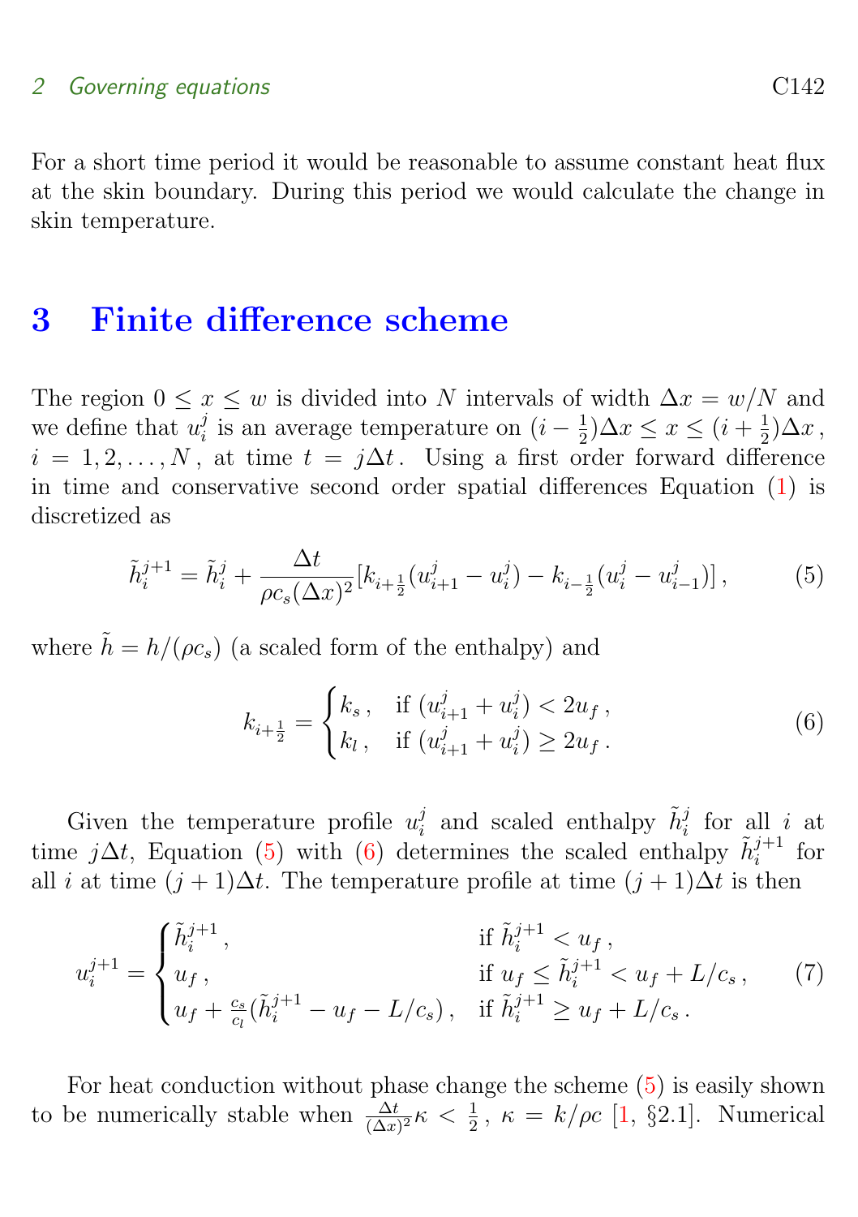For a short time period it would be reasonable to assume constant heat flux at the skin boundary. During this period we would calculate the change in skin temperature.

# 3 Finite difference scheme

The region $0 \le x \le w$ is divided into $N$ intervals of width $\Delta x = w/N$ and we define that $u_i^j$ is an average temperature on $(i-\frac{1}{2})\Delta x \le x \le (i+\frac{1}{2})\Delta x$, $i = 1, 2, \ldots, N$, at time $t = j\Delta t$. Using a first order forward difference in time and conservative second order spatial differences Equation (1) is discretized as

$$\tilde{h}_i^{j+1} = \tilde{h}_i^j + \frac{\Delta t}{\rho c_s (\Delta x)^2}[k_{i+\frac{1}{2}}(u_{i+1}^j - u_i^j) - k_{i-\frac{1}{2}}(u_i^j - u_{i-1}^j)]\,, \tag{5}$$

where $\tilde{h} = h/(\rho c_s)$ (a scaled form of the enthalpy) and

$$k_{i+\frac{1}{2}} = \begin{cases} k_s\,, & \text{if } (u_{i+1}^j + u_i^j) < 2u_f\,, \\ k_l\,, & \text{if } (u_{i+1}^j + u_i^j) \ge 2u_f\,. \end{cases} \tag{6}$$

Given the temperature profile $u_i^j$ and scaled enthalpy $\tilde{h}_i^j$ for all $i$ at time $j\Delta t$, Equation (5) with (6) determines the scaled enthalpy $\tilde{h}_i^{j+1}$ for all $i$ at time $(j+1)\Delta t$. The temperature profile at time $(j+1)\Delta t$ is then

$$u_i^{j+1} = \begin{cases} \tilde{h}_i^{j+1}\,, & \text{if } \tilde{h}_i^{j+1} < u_f\,, \\ u_f\,, & \text{if } u_f \le \tilde{h}_i^{j+1} < u_f + L/c_s\,, \\ u_f + \frac{c_s}{c_l}(\tilde{h}_i^{j+1} - u_f - L/c_s)\,, & \text{if } \tilde{h}_i^{j+1} \ge u_f + L/c_s\,. \end{cases} \tag{7}$$

For heat conduction without phase change the scheme (5) is easily shown to be numerically stable when $\frac{\Delta t}{(\Delta x)^2}\kappa < \frac{1}{2}$, $\kappa = k/\rho c$ [1, §2.1]. Numerical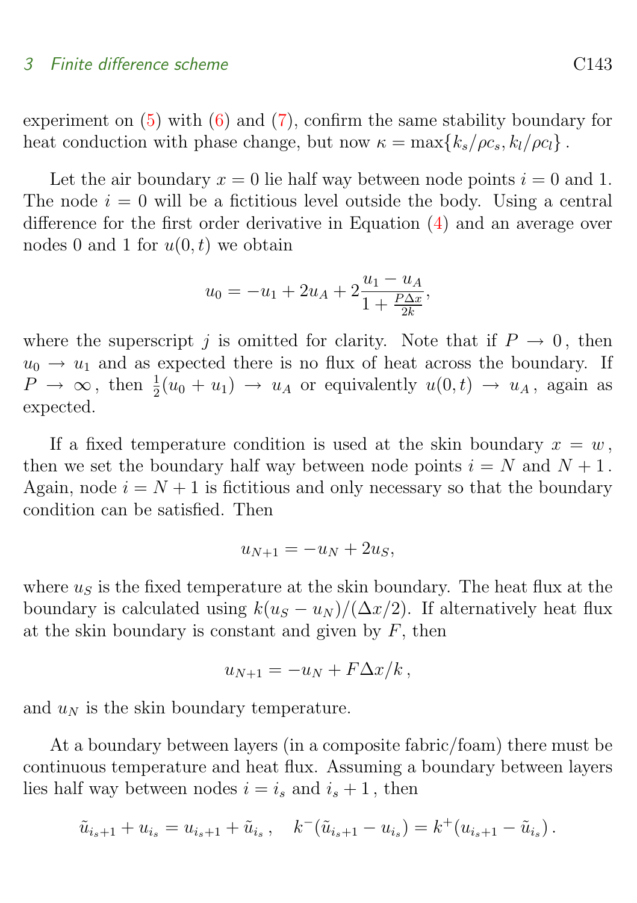experiment on (5) with (6) and (7), confirm the same stability boundary for heat conduction with phase change, but now $\kappa = \max\{k_s/\rho c_s, k_l/\rho c_l\}$ .

Let the air boundary $x = 0$ lie half way between node points $i = 0$ and 1. The node $i = 0$ will be a fictitious level outside the body. Using a central difference for the first order derivative in Equation (4) and an average over nodes 0 and 1 for $u(0, t)$ we obtain

$$u_0 = -u_1 + 2u_A + 2\frac{u_1 - u_A}{1 + \frac{P\Delta x}{2k}},$$

where the superscript $j$ is omitted for clarity. Note that if $P \to 0$ , then $u_0 \to u_1$ and as expected there is no flux of heat across the boundary. If $P \to \infty$ , then $\frac{1}{2}(u_0 + u_1) \to u_A$ or equivalently $u(0, t) \to u_A$ , again as expected.

If a fixed temperature condition is used at the skin boundary $x = w$ , then we set the boundary half way between node points $i = N$ and $N + 1$ . Again, node $i = N + 1$ is fictitious and only necessary so that the boundary condition can be satisfied. Then

$$u_{N+1} = -u_N + 2u_S,$$

where $u_S$ is the fixed temperature at the skin boundary. The heat flux at the boundary is calculated using $k(u_S - u_N)/(\Delta x/2)$. If alternatively heat flux at the skin boundary is constant and given by $F$, then

$$u_{N+1} = -u_N + F\Delta x/k\,,$$

and $u_N$ is the skin boundary temperature.

At a boundary between layers (in a composite fabric/foam) there must be continuous temperature and heat flux. Assuming a boundary between layers lies half way between nodes $i = i_s$ and $i_s + 1$ , then

$$\tilde{u}_{i_s+1} + u_{i_s} = u_{i_s+1} + \tilde{u}_{i_s}\,, \quad k^-(\tilde{u}_{i_s+1} - u_{i_s}) = k^+(u_{i_s+1} - \tilde{u}_{i_s})\,.$$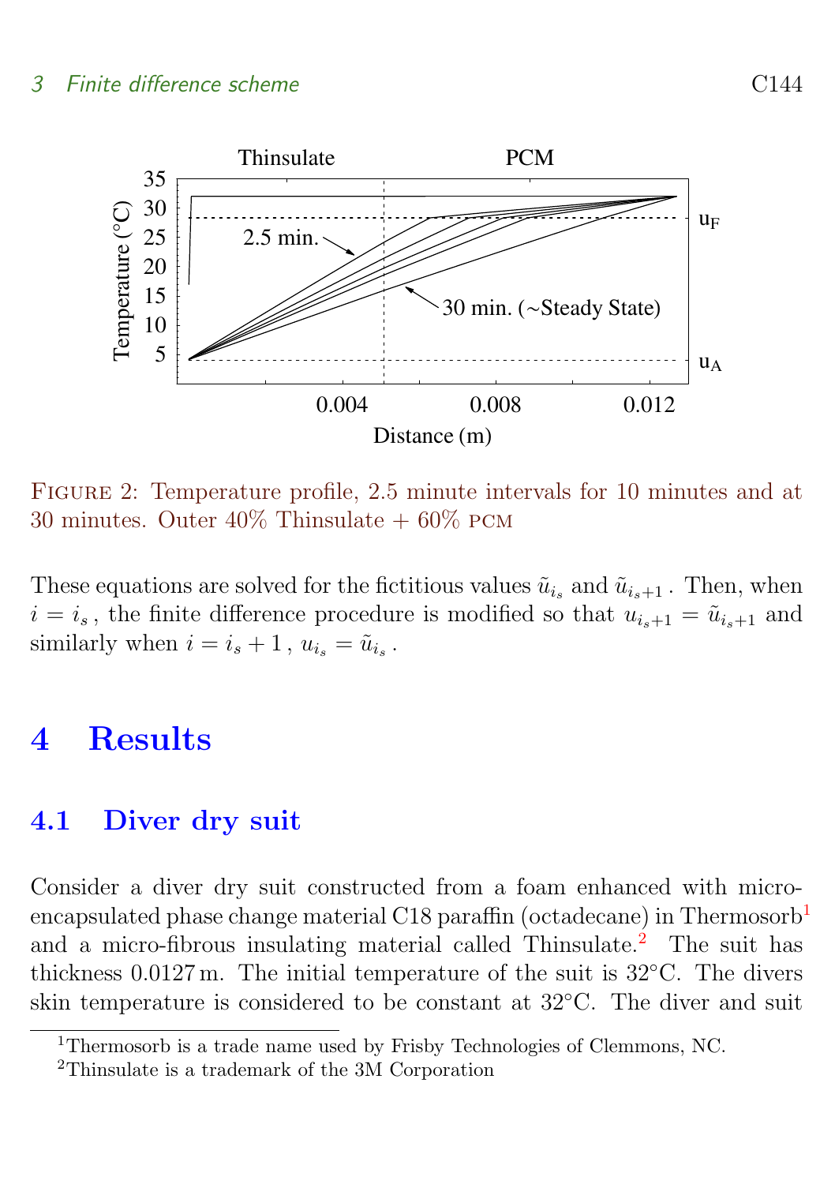Figure 2: Temperature profile, 2.5 minute intervals for 10 minutes and at 30 minutes. Outer 40% Thinsulate + 60% PCM

These equations are solved for the fictitious values $\tilde{u}_{i_s}$ and $\tilde{u}_{i_s+1}$. Then, when $i = i_s$, the finite difference procedure is modified so that $u_{i_s+1} = \tilde{u}_{i_s+1}$ and similarly when $i = i_s + 1$, $u_{i_s} = \tilde{u}_{i_s}$.

# 4 Results

## 4.1 Diver dry suit

Consider a diver dry suit constructed from a foam enhanced with micro-encapsulated phase change material C18 paraffin (octadecane) in Thermosorb[1] and a micro-fibrous insulating material called Thinsulate.[2] The suit has thickness 0.0127 m. The initial temperature of the suit is 32°C. The divers skin temperature is considered to be constant at 32°C. The diver and suit

[1] Thermosorb is a trade name used by Frisby Technologies of Clemmons, NC.

[2] Thinsulate is a trademark of the 3M Corporation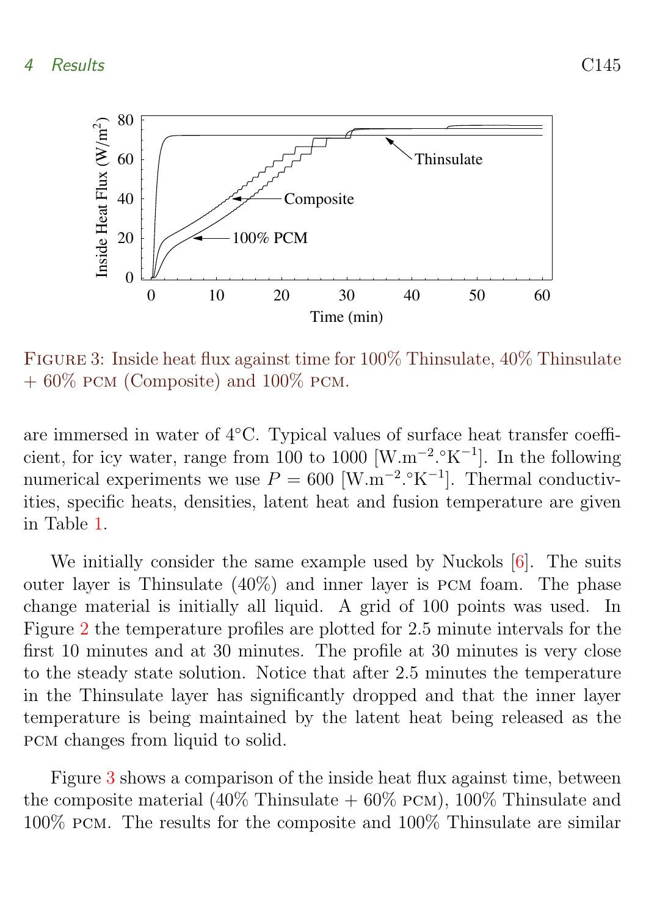Figure 3: Inside heat flux against time for 100% Thinsulate, 40% Thinsulate + 60% PCM (Composite) and 100% PCM.

are immersed in water of 4°C. Typical values of surface heat transfer coefficient, for icy water, range from 100 to 1000 [$\mathrm{W.m^{-2}.^{\circ}K^{-1}}$]. In the following numerical experiments we use $P = 600$ [$\mathrm{W.m^{-2}.^{\circ}K^{-1}}$]. Thermal conductivities, specific heats, densities, latent heat and fusion temperature are given in Table 1.

We initially consider the same example used by Nuckols [6]. The suits outer layer is Thinsulate (40%) and inner layer is PCM foam. The phase change material is initially all liquid. A grid of 100 points was used. In Figure 2 the temperature profiles are plotted for 2.5 minute intervals for the first 10 minutes and at 30 minutes. The profile at 30 minutes is very close to the steady state solution. Notice that after 2.5 minutes the temperature in the Thinsulate layer has significantly dropped and that the inner layer temperature is being maintained by the latent heat being released as the PCM changes from liquid to solid.

Figure 3 shows a comparison of the inside heat flux against time, between the composite material (40% Thinsulate + 60% PCM), 100% Thinsulate and 100% PCM. The results for the composite and 100% Thinsulate are similar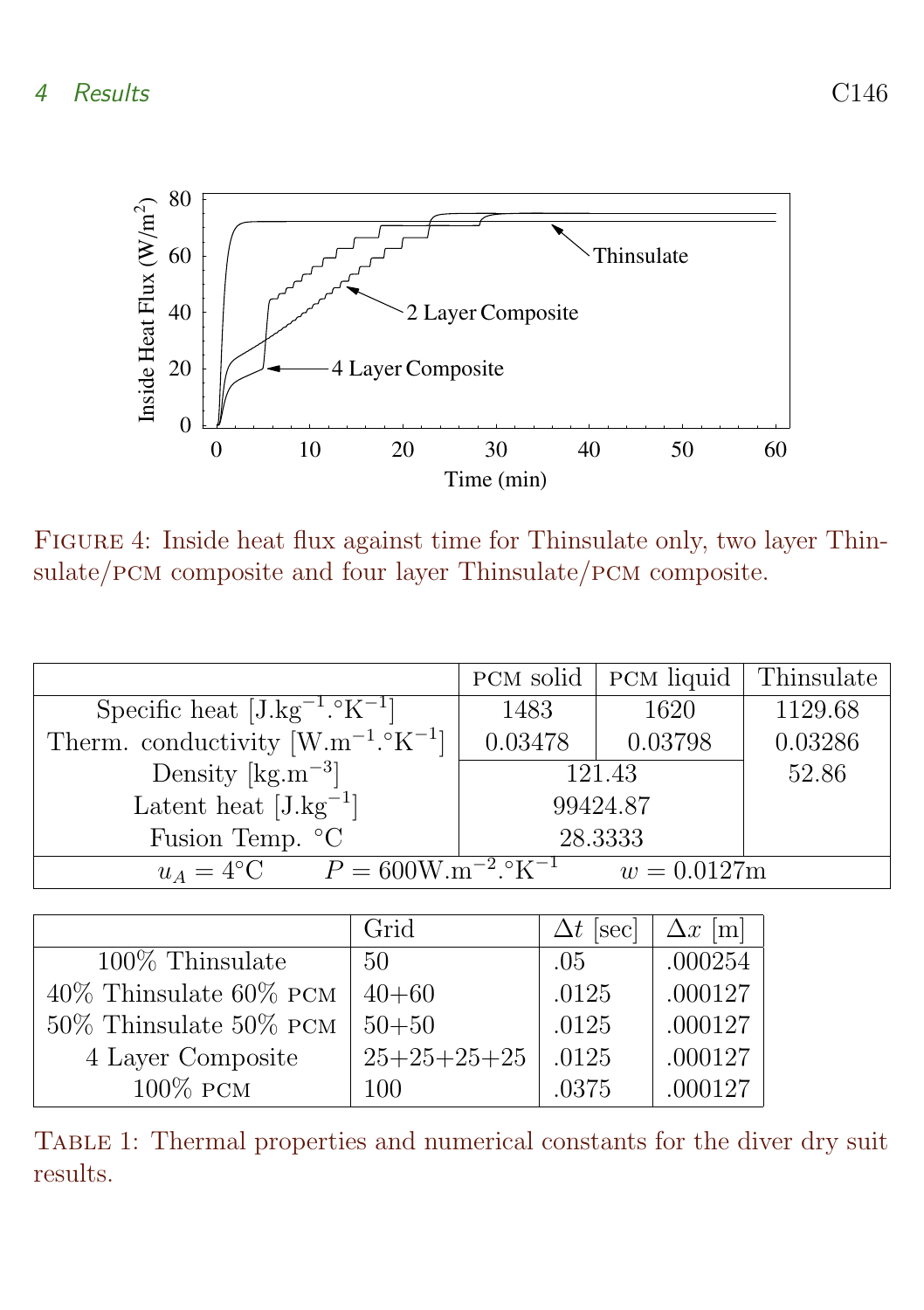Figure 4: Inside heat flux against time for Thinsulate only, two layer Thinsulate/PCM composite and four layer Thinsulate/PCM composite.

| | PCM solid | PCM liquid | Thinsulate |
|---|---|---|---|
| Specific heat [J.kg$^{-1}$.°K$^{-1}$] | 1483 | 1620 | 1129.68 |
| Therm. conductivity [W.m$^{-1}$.°K$^{-1}$] | 0.03478 | 0.03798 | 0.03286 |
| Density [kg.m$^{-3}$] | 121.43 | | 52.86 |
| Latent heat [J.kg$^{-1}$] | 99424.87 | | |
| Fusion Temp. °C | 28.3333 | | |
| $u_A = 4$°C  $P = 600$W.m$^{-2}$.°K$^{-1}$  $w = 0.0127$m | | | |

| | Grid | $\Delta t$ [sec] | $\Delta x$ [m] |
|---|---|---|---|
| 100% Thinsulate | 50 | .05 | .000254 |
| 40% Thinsulate 60% PCM | 40+60 | .0125 | .000127 |
| 50% Thinsulate 50% PCM | 50+50 | .0125 | .000127 |
| 4 Layer Composite | 25+25+25+25 | .0125 | .000127 |
| 100% PCM | 100 | .0375 | .000127 |

Table 1: Thermal properties and numerical constants for the diver dry suit results.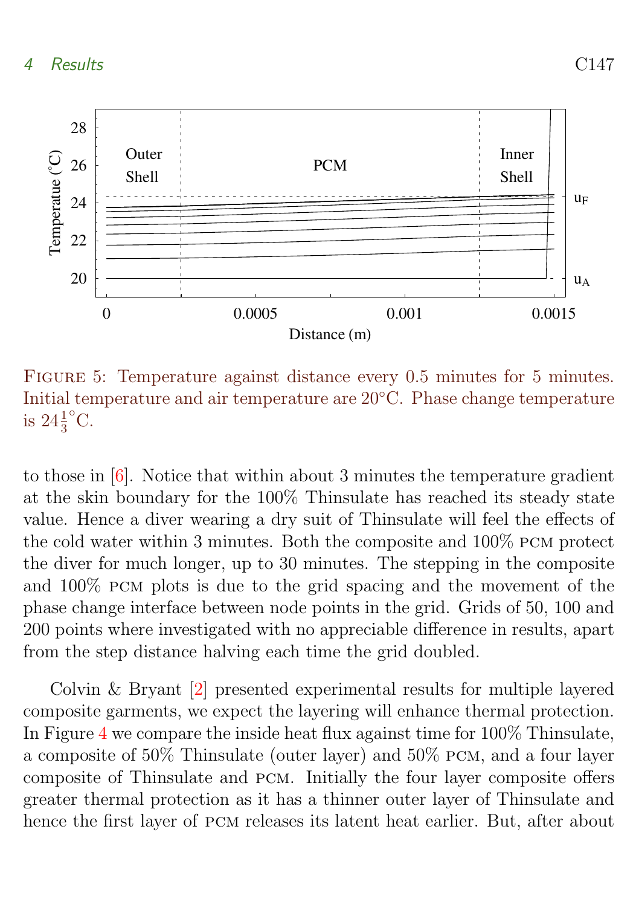FIGURE 5: Temperature against distance every 0.5 minutes for 5 minutes. Initial temperature and air temperature are 20°C. Phase change temperature is $24\frac{1}{3}$°C.

to those in [6]. Notice that within about 3 minutes the temperature gradient at the skin boundary for the 100% Thinsulate has reached its steady state value. Hence a diver wearing a dry suit of Thinsulate will feel the effects of the cold water within 3 minutes. Both the composite and 100% PCM protect the diver for much longer, up to 30 minutes. The stepping in the composite and 100% PCM plots is due to the grid spacing and the movement of the phase change interface between node points in the grid. Grids of 50, 100 and 200 points where investigated with no appreciable difference in results, apart from the step distance halving each time the grid doubled.

Colvin & Bryant [2] presented experimental results for multiple layered composite garments, we expect the layering will enhance thermal protection. In Figure 4 we compare the inside heat flux against time for 100% Thinsulate, a composite of 50% Thinsulate (outer layer) and 50% PCM, and a four layer composite of Thinsulate and PCM. Initially the four layer composite offers greater thermal protection as it has a thinner outer layer of Thinsulate and hence the first layer of PCM releases its latent heat earlier. But, after about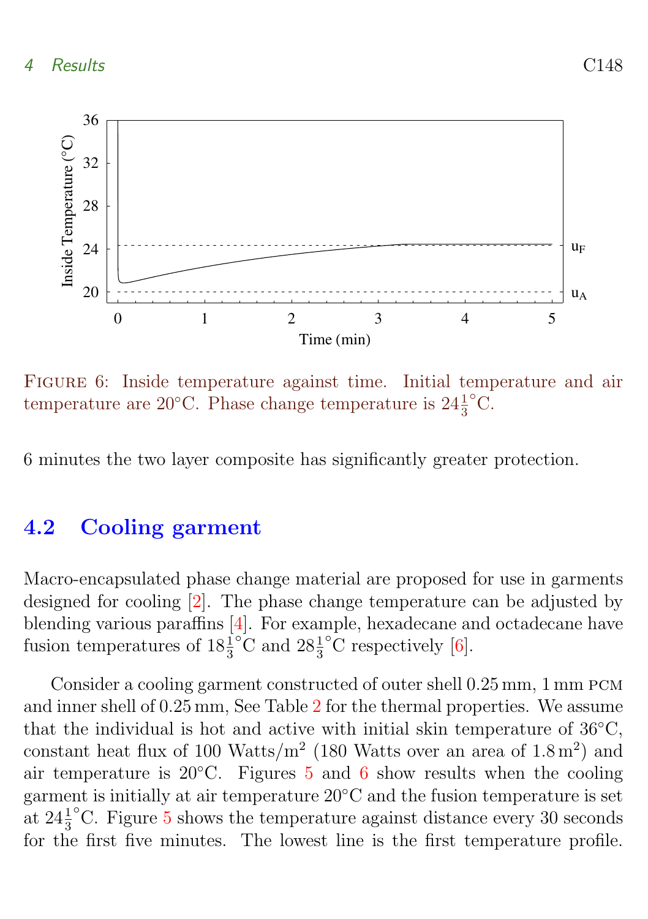FIGURE 6: Inside temperature against time. Initial temperature and air temperature are 20°C. Phase change temperature is $24\frac{1}{3}$°C.

6 minutes the two layer composite has significantly greater protection.

## 4.2 Cooling garment

Macro-encapsulated phase change material are proposed for use in garments designed for cooling [2]. The phase change temperature can be adjusted by blending various paraffins [4]. For example, hexadecane and octadecane have fusion temperatures of $18\frac{1}{3}$°C and $28\frac{1}{3}$°C respectively [6].

Consider a cooling garment constructed of outer shell 0.25 mm, 1 mm PCM and inner shell of 0.25 mm, See Table 2 for the thermal properties. We assume that the individual is hot and active with initial skin temperature of 36°C, constant heat flux of 100 Watts/m$^2$ (180 Watts over an area of 1.8 m$^2$) and air temperature is 20°C. Figures 5 and 6 show results when the cooling garment is initially at air temperature 20°C and the fusion temperature is set at $24\frac{1}{3}$°C. Figure 5 shows the temperature against distance every 30 seconds for the first five minutes. The lowest line is the first temperature profile.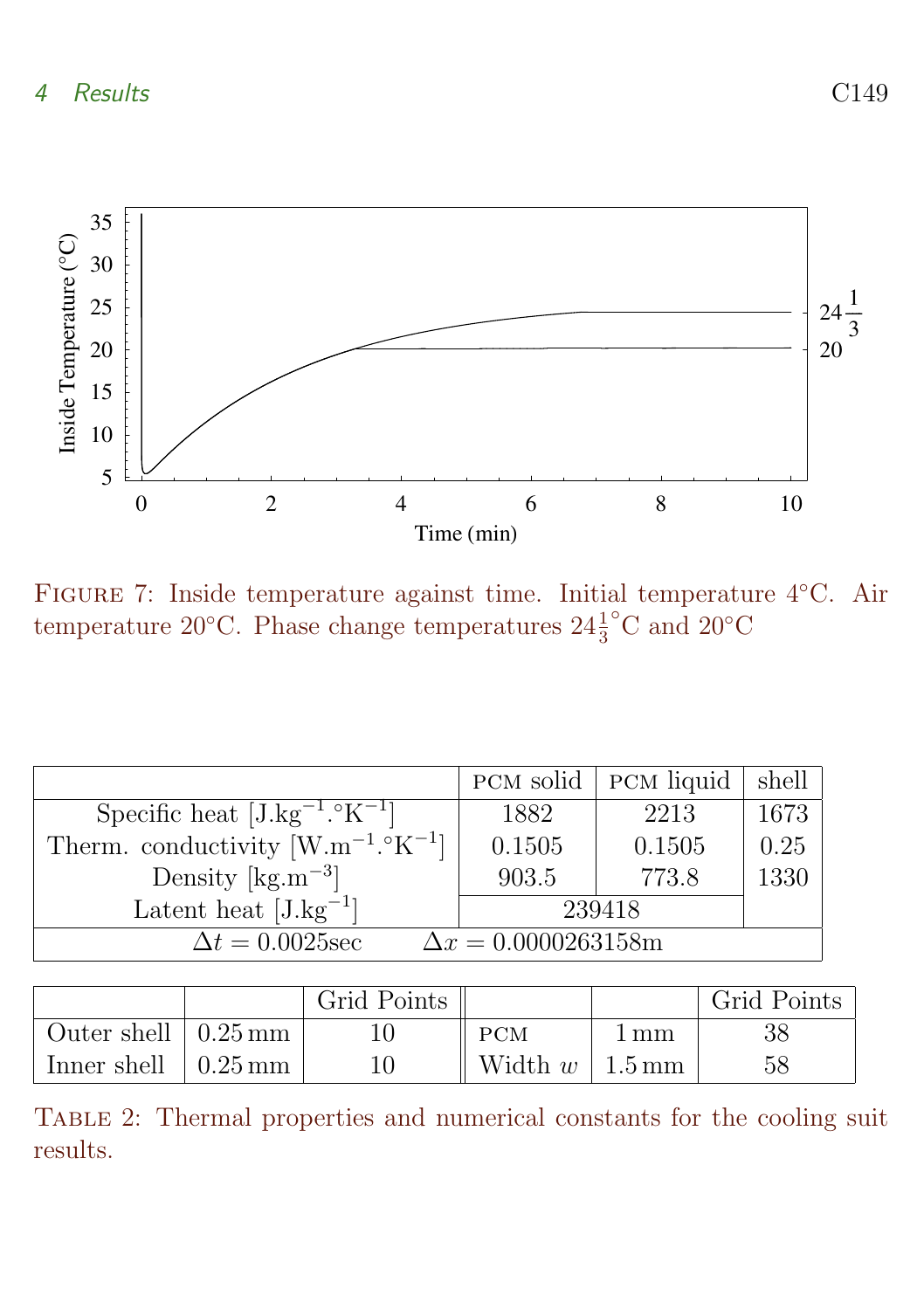Figure 7: Inside temperature against time. Initial temperature 4°C. Air temperature 20°C. Phase change temperatures $24\frac{1}{3}$°C and 20°C

| | PCM solid | PCM liquid | shell |
|---|---|---|---|
| Specific heat [J.kg$^{-1}$.°K$^{-1}$] | 1882 | 2213 | 1673 |
| Therm. conductivity [W.m$^{-1}$.°K$^{-1}$] | 0.1505 | 0.1505 | 0.25 |
| Density [kg.m$^{-3}$] | 903.5 | 773.8 | 1330 |
| Latent heat [J.kg$^{-1}$] | 239418 | | |
| $\Delta t = 0.0025$sec $\quad \Delta x = 0.0000263158$m | | | |

| | | Grid Points | | | Grid Points |
|---|---|---|---|---|---|
| Outer shell | 0.25 mm | 10 | PCM | 1 mm | 38 |
| Inner shell | 0.25 mm | 10 | Width $w$ | 1.5 mm | 58 |

Table 2: Thermal properties and numerical constants for the cooling suit results.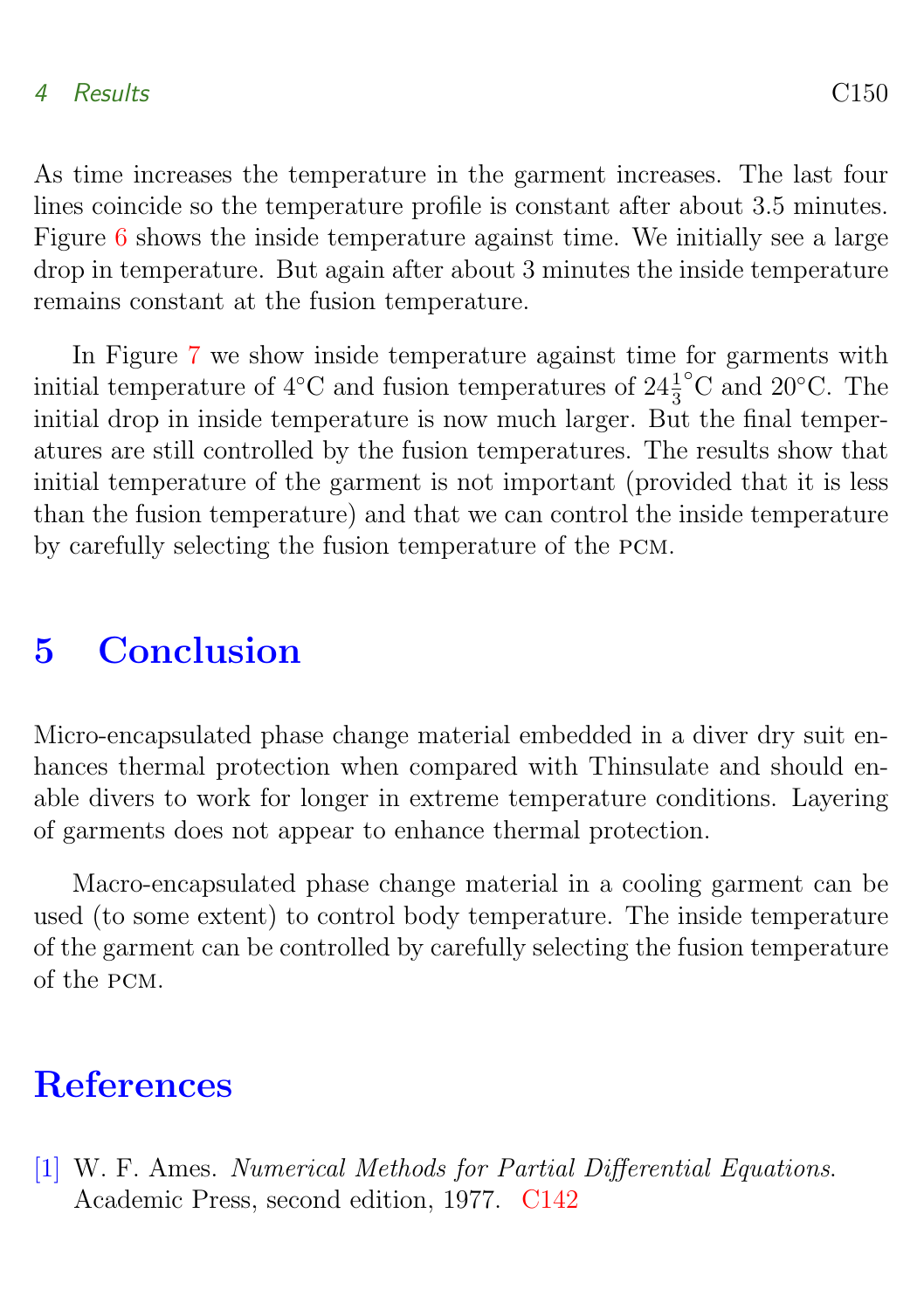As time increases the temperature in the garment increases. The last four lines coincide so the temperature profile is constant after about 3.5 minutes. Figure 6 shows the inside temperature against time. We initially see a large drop in temperature. But again after about 3 minutes the inside temperature remains constant at the fusion temperature.

In Figure 7 we show inside temperature against time for garments with initial temperature of 4°C and fusion temperatures of $24\frac{1}{3}$°C and 20°C. The initial drop in inside temperature is now much larger. But the final temperatures are still controlled by the fusion temperatures. The results show that initial temperature of the garment is not important (provided that it is less than the fusion temperature) and that we can control the inside temperature by carefully selecting the fusion temperature of the PCM.

# 5 Conclusion

Micro-encapsulated phase change material embedded in a diver dry suit enhances thermal protection when compared with Thinsulate and should enable divers to work for longer in extreme temperature conditions. Layering of garments does not appear to enhance thermal protection.

Macro-encapsulated phase change material in a cooling garment can be used (to some extent) to control body temperature. The inside temperature of the garment can be controlled by carefully selecting the fusion temperature of the PCM.

# References

[1] W. F. Ames. *Numerical Methods for Partial Differential Equations*. Academic Press, second edition, 1977. C142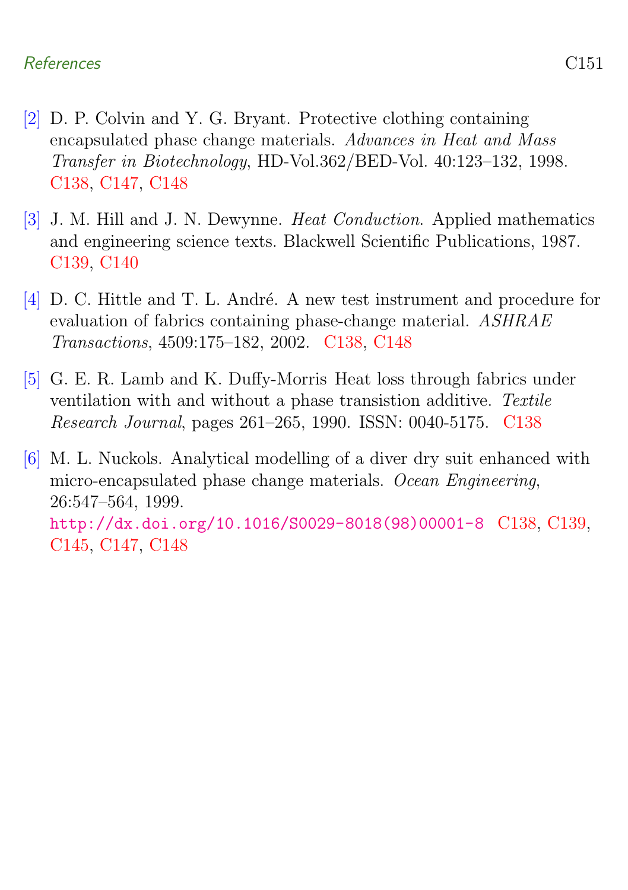[2] D. P. Colvin and Y. G. Bryant. Protective clothing containing encapsulated phase change materials. *Advances in Heat and Mass Transfer in Biotechnology*, HD-Vol.362/BED-Vol. 40:123–132, 1998. C138, C147, C148

[3] J. M. Hill and J. N. Dewynne. *Heat Conduction*. Applied mathematics and engineering science texts. Blackwell Scientific Publications, 1987. C139, C140

[4] D. C. Hittle and T. L. André. A new test instrument and procedure for evaluation of fabrics containing phase-change material. *ASHRAE Transactions*, 4509:175–182, 2002. C138, C148

[5] G. E. R. Lamb and K. Duffy-Morris Heat loss through fabrics under ventilation with and without a phase transistion additive. *Textile Research Journal*, pages 261–265, 1990. ISSN: 0040-5175. C138

[6] M. L. Nuckols. Analytical modelling of a diver dry suit enhanced with micro-encapsulated phase change materials. *Ocean Engineering*, 26:547–564, 1999. http://dx.doi.org/10.1016/S0029-8018(98)00001-8 C138, C139, C145, C147, C148